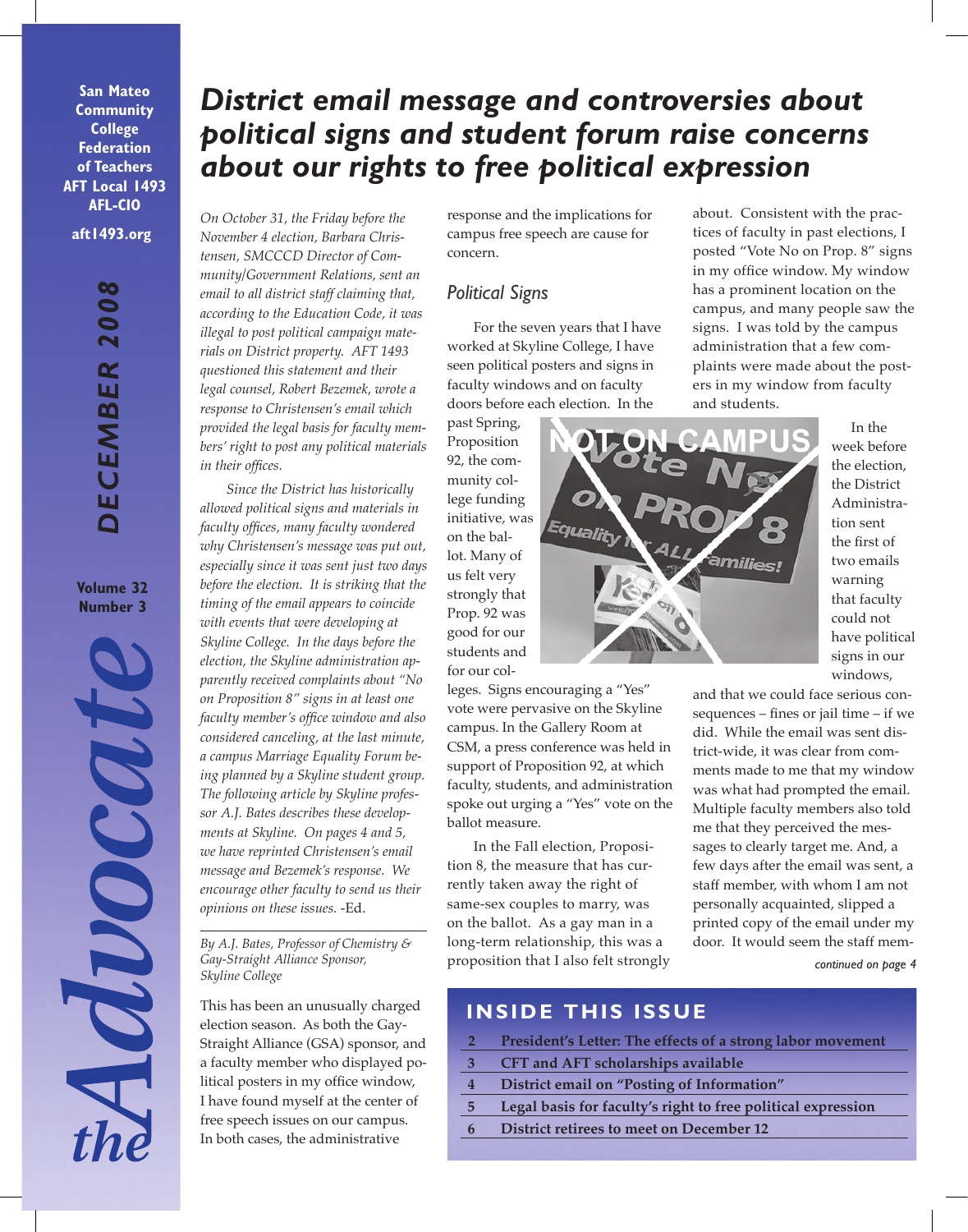San Mateo Community College Federation of Teachers AFT Local 1493 AFL-CIO

aft1493.org

**DECEMBER 2008**

Volume 32 Number 3

# the Advocate

# District email message and controversies about political signs and student forum raise concerns about our rights to free political expression

*On October 31, the Friday before the November 4 election, Barbara Christensen, SMCCCD Director of Community/Government Relations, sent an email to all district staff claiming that, according to the Education Code, it was illegal to post political campaign materials on District property. AFT 1493 questioned this statement and their legal counsel, Robert Bezemek, wrote a response to Christensen's email which provided the legal basis for faculty members' right to post any political materials in their offices.*

*Since the District has historically allowed political signs and materials in faculty offices, many faculty wondered why Christensen's message was put out, especially since it was sent just two days before the election. It is striking that the timing of the email appears to coincide with events that were developing at Skyline College. In the days before the election, the Skyline administration apparently received complaints about "No on Proposition 8" signs in at least one faculty member's office window and also considered canceling, at the last minute, a campus Marriage Equality Forum being planned by a Skyline student group. The following article by Skyline professor A.J. Bates describes these developments at Skyline. On pages 4 and 5, we have reprinted Christensen's email message and Bezemek's response. We encourage other faculty to send us their opinions on these issues.* -Ed.

*By A.J. Bates, Professor of Chemistry & Gay-Straight Alliance Sponsor, Skyline College*

This has been an unusually charged election season. As both the Gay-Straight Alliance (GSA) sponsor, and a faculty member who displayed political posters in my office window, I have found myself at the center of free speech issues on our campus. In both cases, the administrative response and the implications for campus free speech are cause for concern.

## Political Signs

For the seven years that I have worked at Skyline College, I have seen political posters and signs in faculty windows and on faculty doors before each election. In the past Spring, Proposition 92, the community college funding initiative, was on the ballot. Many of us felt very strongly that Prop. 92 was good for our students and for our colleges. Signs encouraging a "Yes" vote were pervasive on the Skyline campus. In the Gallery Room at CSM, a press conference was held in support of Proposition 92, at which faculty, students, and administration spoke out urging a "Yes" vote on the ballot measure.

In the Fall election, Proposition 8, the measure that has currently taken away the right of same-sex couples to marry, was on the ballot. As a gay man in a long-term relationship, this was a proposition that I also felt strongly about. Consistent with the practices of faculty in past elections, I posted "Vote No on Prop. 8" signs in my office window. My window has a prominent location on the campus, and many people saw the signs. I was told by the campus administration that a few complaints were made about the posters in my window from faculty and students.

In the week before the election, the District Administration sent the first of two emails warning that faculty could not have political signs in our windows, and that we could face serious consequences – fines or jail time – if we did. While the email was sent district-wide, it was clear from comments made to me that my window was what had prompted the email. Multiple faculty members also told me that they perceived the messages to clearly target me. And, a few days after the email was sent, a staff member, with whom I am not personally acquainted, slipped a printed copy of the email under my door. It would seem the staff mem-

*continued on page 4*

## INSIDE THIS ISSUE

| | |
|---|---|
| 2 | President's Letter: The effects of a strong labor movement |
| 3 | CFT and AFT scholarships available |
| 4 | District email on "Posting of Information" |
| 5 | Legal basis for faculty's right to free political expression |
| 6 | District retirees to meet on December 12 |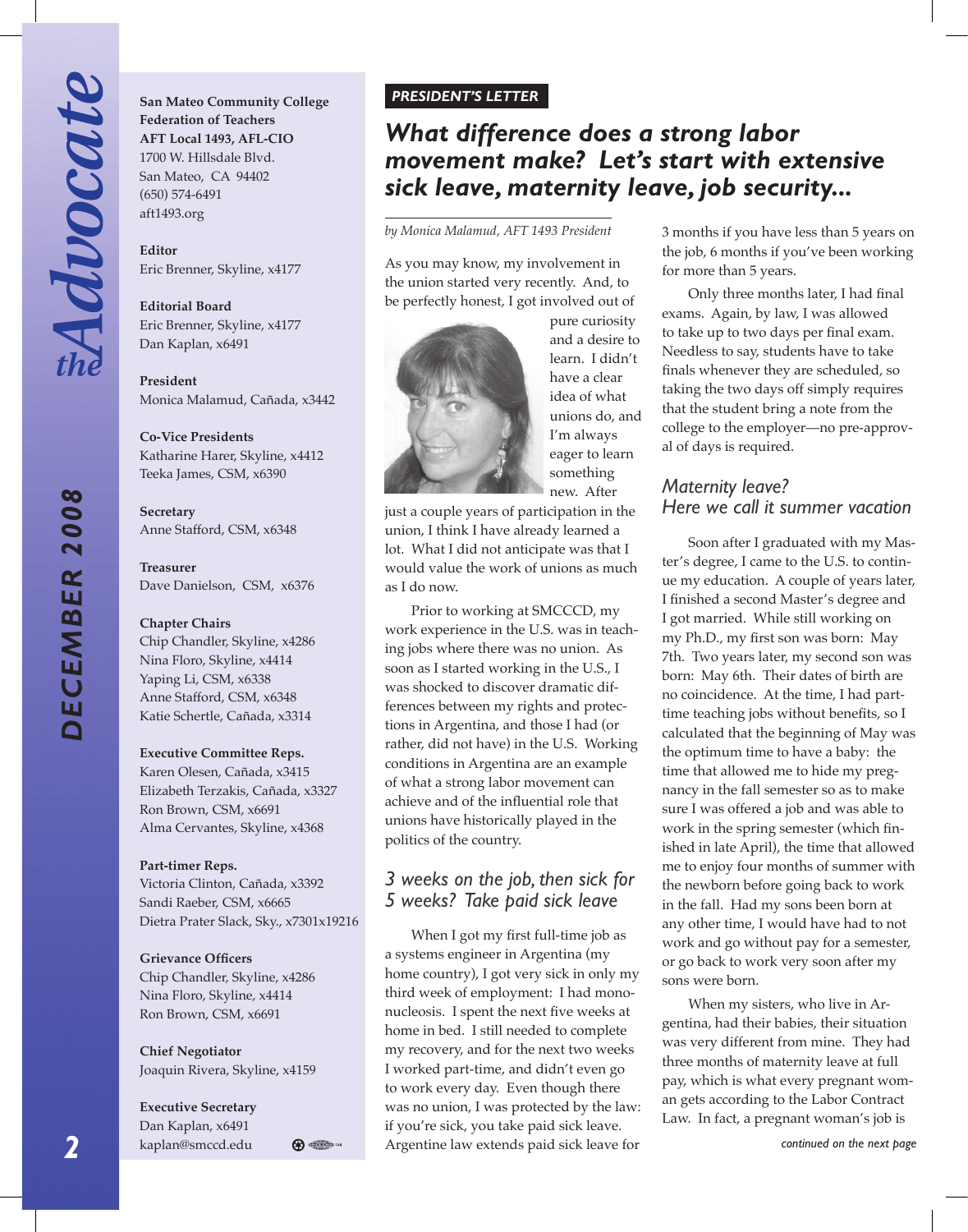San Mateo Community College Federation of Teachers
AFT Local 1493, AFL-CIO
1700 W. Hillsdale Blvd.
San Mateo, CA 94402
(650) 574-6491
aft1493.org

**Editor**
Eric Brenner, Skyline, x4177

**Editorial Board**
Eric Brenner, Skyline, x4177
Dan Kaplan, x6491

**President**
Monica Malamud, Cañada, x3442

**Co-Vice Presidents**
Katharine Harer, Skyline, x4412
Teeka James, CSM, x6390

**Secretary**
Anne Stafford, CSM, x6348

**Treasurer**
Dave Danielson, CSM, x6376

**Chapter Chairs**
Chip Chandler, Skyline, x4286
Nina Floro, Skyline, x4414
Yaping Li, CSM, x6338
Anne Stafford, CSM, x6348
Katie Schertle, Cañada, x3314

**Executive Committee Reps.**
Karen Olesen, Cañada, x3415
Elizabeth Terzakis, Cañada, x3327
Ron Brown, CSM, x6691
Alma Cervantes, Skyline, x4368

**Part-timer Reps.**
Victoria Clinton, Cañada, x3392
Sandi Raeber, CSM, x6665
Dietra Prater Slack, Sky., x7301x19216

**Grievance Officers**
Chip Chandler, Skyline, x4286
Nina Floro, Skyline, x4414
Ron Brown, CSM, x6691

**Chief Negotiator**
Joaquin Rivera, Skyline, x4159

**Executive Secretary**
Dan Kaplan, x6491
kaplan@smccd.edu

**PRESIDENT'S LETTER**

# What difference does a strong labor movement make? Let's start with extensive sick leave, maternity leave, job security...

*by Monica Malamud, AFT 1493 President*

As you may know, my involvement in the union started very recently. And, to be perfectly honest, I got involved out of pure curiosity and a desire to learn. I didn't have a clear idea of what unions do, and I'm always eager to learn something new. After just a couple years of participation in the union, I think I have already learned a lot. What I did not anticipate was that I would value the work of unions as much as I do now.

Prior to working at SMCCCD, my work experience in the U.S. was in teaching jobs where there was no union. As soon as I started working in the U.S., I was shocked to discover dramatic differences between my rights and protections in Argentina, and those I had (or rather, did not have) in the U.S. Working conditions in Argentina are an example of what a strong labor movement can achieve and of the influential role that unions have historically played in the politics of the country.

## 3 weeks on the job, then sick for 5 weeks? Take paid sick leave

When I got my first full-time job as a systems engineer in Argentina (my home country), I got very sick in only my third week of employment: I had mononucleosis. I spent the next five weeks at home in bed. I still needed to complete my recovery, and for the next two weeks I worked part-time, and didn't even go to work every day. Even though there was no union, I was protected by the law: if you're sick, you take paid sick leave. Argentine law extends paid sick leave for 3 months if you have less than 5 years on the job, 6 months if you've been working for more than 5 years.

Only three months later, I had final exams. Again, by law, I was allowed to take up to two days per final exam. Needless to say, students have to take finals whenever they are scheduled, so taking the two days off simply requires that the student bring a note from the college to the employer—no pre-approval of days is required.

## Maternity leave? Here we call it summer vacation

Soon after I graduated with my Master's degree, I came to the U.S. to continue my education. A couple of years later, I finished a second Master's degree and I got married. While still working on my Ph.D., my first son was born: May 7th. Two years later, my second son was born: May 6th. Their dates of birth are no coincidence. At the time, I had part-time teaching jobs without benefits, so I calculated that the beginning of May was the optimum time to have a baby: the time that allowed me to hide my pregnancy in the fall semester so as to make sure I was offered a job and was able to work in the spring semester (which finished in late April), the time that allowed me to enjoy four months of summer with the newborn before going back to work in the fall. Had my sons been born at any other time, I would have had to not work and go without pay for a semester, or go back to work very soon after my sons were born.

When my sisters, who live in Argentina, had their babies, their situation was very different from mine. They had three months of maternity leave at full pay, which is what every pregnant woman gets according to the Labor Contract Law. In fact, a pregnant woman's job is

*continued on the next page*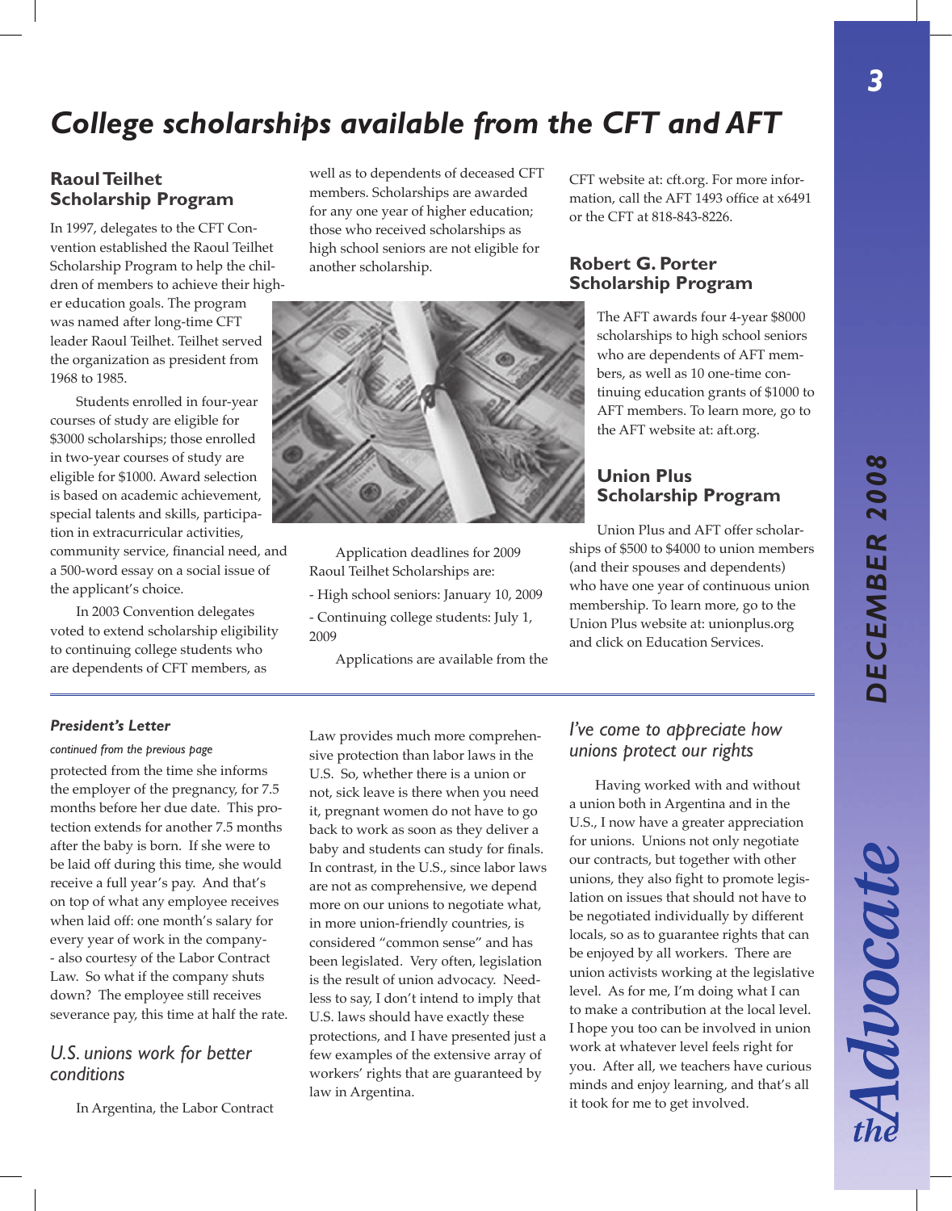# College scholarships available from the CFT and AFT

## Raoul Teilhet Scholarship Program

In 1997, delegates to the CFT Convention established the Raoul Teilhet Scholarship Program to help the children of members to achieve their higher education goals. The program was named after long-time CFT leader Raoul Teilhet. Teilhet served the organization as president from 1968 to 1985.

Students enrolled in four-year courses of study are eligible for $3000 scholarships; those enrolled in two-year courses of study are eligible for $1000. Award selection is based on academic achievement, special talents and skills, participation in extracurricular activities, community service, financial need, and a 500-word essay on a social issue of the applicant's choice.

In 2003 Convention delegates voted to extend scholarship eligibility to continuing college students who are dependents of CFT members, as well as to dependents of deceased CFT members. Scholarships are awarded for any one year of higher education; those who received scholarships as high school seniors are not eligible for another scholarship.

Application deadlines for 2009 Raoul Teilhet Scholarships are:

- High school seniors: January 10, 2009
- Continuing college students: July 1, 2009

Applications are available from the CFT website at: cft.org. For more information, call the AFT 1493 office at x6491 or the CFT at 818-843-8226.

## Robert G. Porter Scholarship Program

The AFT awards four 4-year $8000 scholarships to high school seniors who are dependents of AFT members, as well as 10 one-time continuing education grants of $1000 to AFT members. To learn more, go to the AFT website at: aft.org.

## Union Plus Scholarship Program

Union Plus and AFT offer scholarships of $500 to $4000 to union members (and their spouses and dependents) who have one year of continuous union membership. To learn more, go to the Union Plus website at: unionplus.org and click on Education Services.

---

### President's Letter

*continued from the previous page*

protected from the time she informs the employer of the pregnancy, for 7.5 months before her due date. This protection extends for another 7.5 months after the baby is born. If she were to be laid off during this time, she would receive a full year's pay. And that's on top of what any employee receives when laid off: one month's salary for every year of work in the company-- also courtesy of the Labor Contract Law. So what if the company shuts down? The employee still receives severance pay, this time at half the rate.

### *U.S. unions work for better conditions*

In Argentina, the Labor Contract Law provides much more comprehensive protection than labor laws in the U.S. So, whether there is a union or not, sick leave is there when you need it, pregnant women do not have to go back to work as soon as they deliver a baby and students can study for finals. In contrast, in the U.S., since labor laws are not as comprehensive, we depend more on our unions to negotiate what, in more union-friendly countries, is considered "common sense" and has been legislated. Very often, legislation is the result of union advocacy. Needless to say, I don't intend to imply that U.S. laws should have exactly these protections, and I have presented just a few examples of the extensive array of workers' rights that are guaranteed by law in Argentina.

### *I've come to appreciate how unions protect our rights*

Having worked with and without a union both in Argentina and in the U.S., I now have a greater appreciation for unions. Unions not only negotiate our contracts, but together with other unions, they also fight to promote legislation on issues that should not have to be negotiated individually by different locals, so as to guarantee rights that can be enjoyed by all workers. There are union activists working at the legislative level. As for me, I'm doing what I can to make a contribution at the local level. I hope you too can be involved in union work at whatever level feels right for you. After all, we teachers have curious minds and enjoy learning, and that's all it took for me to get involved.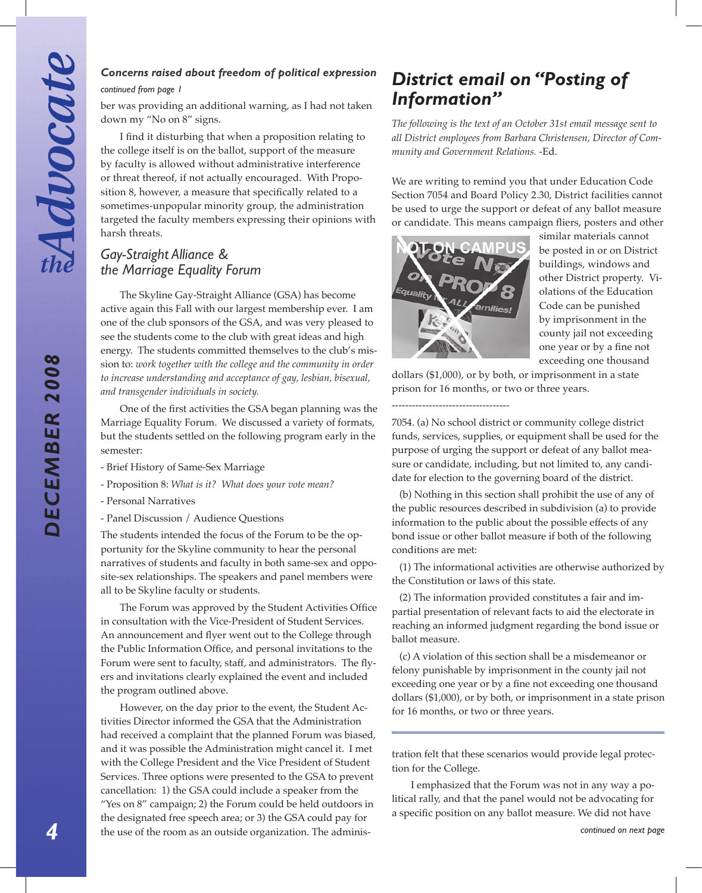### *Concerns raised about freedom of political expression*

*continued from page 1*

ber was providing an additional warning, as I had not taken down my "No on 8" signs.

I find it disturbing that when a proposition relating to the college itself is on the ballot, support of the measure by faculty is allowed without administrative interference or threat thereof, if not actually encouraged. With Proposition 8, however, a measure that specifically related to a sometimes-unpopular minority group, the administration targeted the faculty members expressing their opinions with harsh threats.

### Gay-Straight Alliance & the Marriage Equality Forum

The Skyline Gay-Straight Alliance (GSA) has become active again this Fall with our largest membership ever. I am one of the club sponsors of the GSA, and was very pleased to see the students come to the club with great ideas and high energy. The students committed themselves to the club's mission to: *work together with the college and the community in order to increase understanding and acceptance of gay, lesbian, bisexual, and transgender individuals in society.*

One of the first activities the GSA began planning was the Marriage Equality Forum. We discussed a variety of formats, but the students settled on the following program early in the semester:

- Brief History of Same-Sex Marriage
- Proposition 8: *What is it? What does your vote mean?*
- Personal Narratives
- Panel Discussion / Audience Questions

The students intended the focus of the Forum to be the opportunity for the Skyline community to hear the personal narratives of students and faculty in both same-sex and opposite-sex relationships. The speakers and panel members were all to be Skyline faculty or students.

The Forum was approved by the Student Activities Office in consultation with the Vice-President of Student Services. An announcement and flyer went out to the College through the Public Information Office, and personal invitations to the Forum were sent to faculty, staff, and administrators. The flyers and invitations clearly explained the event and included the program outlined above.

However, on the day prior to the event, the Student Activities Director informed the GSA that the Administration had received a complaint that the planned Forum was biased, and it was possible the Administration might cancel it. I met with the College President and the Vice President of Student Services. Three options were presented to the GSA to prevent cancellation: 1) the GSA could include a speaker from the "Yes on 8" campaign; 2) the Forum could be held outdoors in the designated free speech area; or 3) the GSA could pay for the use of the room as an outside organization. The administration felt that these scenarios would provide legal protection for the College.

I emphasized that the Forum was not in any way a political rally, and that the panel would not be advocating for a specific position on any ballot measure. We did not have

*continued on next page*

## *District email on "Posting of Information"*

*The following is the text of an October 31st email message sent to all District employees from Barbara Christensen, Director of Community and Government Relations.* -Ed.

We are writing to remind you that under Education Code Section 7054 and Board Policy 2.30, District facilities cannot be used to urge the support or defeat of any ballot measure or candidate. This means campaign fliers, posters and other similar materials cannot be posted in or on District buildings, windows and other District property. Violations of the Education Code can be punished by imprisonment in the county jail not exceeding one year or by a fine not exceeding one thousand dollars ($1,000), or by both, or imprisonment in a state prison for 16 months, or two or three years.

-----------------------------------

7054. (a) No school district or community college district funds, services, supplies, or equipment shall be used for the purpose of urging the support or defeat of any ballot measure or candidate, including, but not limited to, any candidate for election to the governing board of the district.

(b) Nothing in this section shall prohibit the use of any of the public resources described in subdivision (a) to provide information to the public about the possible effects of any bond issue or other ballot measure if both of the following conditions are met:

(1) The informational activities are otherwise authorized by the Constitution or laws of this state.

(2) The information provided constitutes a fair and impartial presentation of relevant facts to aid the electorate in reaching an informed judgment regarding the bond issue or ballot measure.

(c) A violation of this section shall be a misdemeanor or felony punishable by imprisonment in the county jail not exceeding one year or by a fine not exceeding one thousand dollars ($1,000), or by both, or imprisonment in a state prison for 16 months, or two or three years.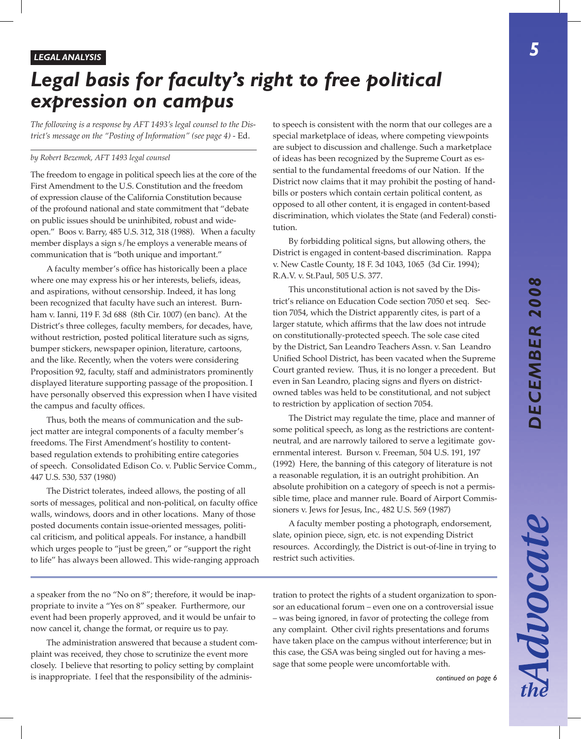LEGAL ANALYSIS

# *Legal basis for faculty's right to free political expression on campus*

*The following is a response by AFT 1493's legal counsel to the District's message on the "Posting of Information" (see page 4)* - Ed.

*by Robert Bezemek, AFT 1493 legal counsel*

The freedom to engage in political speech lies at the core of the First Amendment to the U.S. Constitution and the freedom of expression clause of the California Constitution because of the profound national and state commitment that "debate on public issues should be uninhibited, robust and wide-open." Boos v. Barry, 485 U.S. 312, 318 (1988). When a faculty member displays a sign s/he employs a venerable means of communication that is "both unique and important."

A faculty member's office has historically been a place where one may express his or her interests, beliefs, ideas, and aspirations, without censorship. Indeed, it has long been recognized that faculty have such an interest. Burnham v. Ianni, 119 F. 3d 688 (8th Cir. 1007) (en banc). At the District's three colleges, faculty members, for decades, have, without restriction, posted political literature such as signs, bumper stickers, newspaper opinion, literature, cartoons, and the like. Recently, when the voters were considering Proposition 92, faculty, staff and administrators prominently displayed literature supporting passage of the proposition. I have personally observed this expression when I have visited the campus and faculty offices.

Thus, both the means of communication and the subject matter are integral components of a faculty member's freedoms. The First Amendment's hostility to content-based regulation extends to prohibiting entire categories of speech. Consolidated Edison Co. v. Public Service Comm., 447 U.S. 530, 537 (1980)

The District tolerates, indeed allows, the posting of all sorts of messages, political and non-political, on faculty office walls, windows, doors and in other locations. Many of those posted documents contain issue-oriented messages, political criticism, and political appeals. For instance, a handbill which urges people to "just be green," or "support the right to life" has always been allowed. This wide-ranging approach to speech is consistent with the norm that our colleges are a special marketplace of ideas, where competing viewpoints are subject to discussion and challenge. Such a marketplace of ideas has been recognized by the Supreme Court as essential to the fundamental freedoms of our Nation. If the District now claims that it may prohibit the posting of handbills or posters which contain certain political content, as opposed to all other content, it is engaged in content-based discrimination, which violates the State (and Federal) constitution.

By forbidding political signs, but allowing others, the District is engaged in content-based discrimination. Rappa v. New Castle County, 18 F. 3d 1043, 1065 (3d Cir. 1994); R.A.V. v. St.Paul, 505 U.S. 377.

This unconstitutional action is not saved by the District's reliance on Education Code section 7050 et seq. Section 7054, which the District apparently cites, is part of a larger statute, which affirms that the law does not intrude on constitutionally-protected speech. The sole case cited by the District, San Leandro Teachers Assn. v. San Leandro Unified School District, has been vacated when the Supreme Court granted review. Thus, it is no longer a precedent. But even in San Leandro, placing signs and flyers on district-owned tables was held to be constitutional, and not subject to restriction by application of section 7054.

The District may regulate the time, place and manner of some political speech, as long as the restrictions are content-neutral, and are narrowly tailored to serve a legitimate governmental interest. Burson v. Freeman, 504 U.S. 191, 197 (1992) Here, the banning of this category of literature is not a reasonable regulation, it is an outright prohibition. An absolute prohibition on a category of speech is not a permissible time, place and manner rule. Board of Airport Commissioners v. Jews for Jesus, Inc., 482 U.S. 569 (1987)

A faculty member posting a photograph, endorsement, slate, opinion piece, sign, etc. is not expending District resources. Accordingly, the District is out-of-line in trying to restrict such activities.

---

a speaker from the no "No on 8"; therefore, it would be inappropriate to invite a "Yes on 8" speaker. Furthermore, our event had been properly approved, and it would be unfair to now cancel it, change the format, or require us to pay.

The administration answered that because a student complaint was received, they chose to scrutinize the event more closely. I believe that resorting to policy setting by complaint is inappropriate. I feel that the responsibility of the administration to protect the rights of a student organization to sponsor an educational forum – even one on a controversial issue – was being ignored, in favor of protecting the college from any complaint. Other civil rights presentations and forums have taken place on the campus without interference; but in this case, the GSA was being singled out for having a message that some people were uncomfortable with.

*continued on page 6*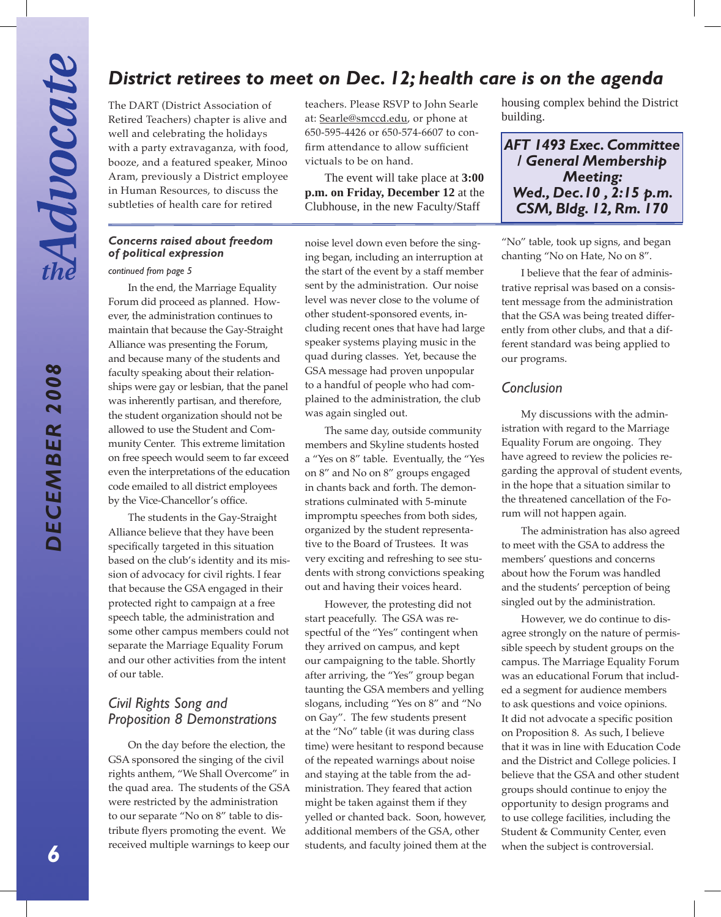## District retirees to meet on Dec. 12; health care is on the agenda

The DART (District Association of Retired Teachers) chapter is alive and well and celebrating the holidays with a party extravaganza, with food, booze, and a featured speaker, Minoo Aram, previously a District employee in Human Resources, to discuss the subtleties of health care for retired teachers. Please RSVP to John Searle at: Searle@smccd.edu, or phone at 650-595-4426 or 650-574-6607 to confirm attendance to allow sufficient victuals to be on hand.

The event will take place at **3:00 p.m. on Friday, December 12** at the Clubhouse, in the new Faculty/Staff housing complex behind the District building.

**AFT 1493 Exec. Committee / General Membership Meeting:**
**Wed., Dec.10 , 2:15 p.m.**
**CSM, Bldg. 12, Rm. 170**

### Concerns raised about freedom of political expression

*continued from page 5*

In the end, the Marriage Equality Forum did proceed as planned. However, the administration continues to maintain that because the Gay-Straight Alliance was presenting the Forum, and because many of the students and faculty speaking about their relationships were gay or lesbian, that the panel was inherently partisan, and therefore, the student organization should not be allowed to use the Student and Community Center. This extreme limitation on free speech would seem to far exceed even the interpretations of the education code emailed to all district employees by the Vice-Chancellor's office.

The students in the Gay-Straight Alliance believe that they have been specifically targeted in this situation based on the club's identity and its mission of advocacy for civil rights. I fear that because the GSA engaged in their protected right to campaign at a free speech table, the administration and some other campus members could not separate the Marriage Equality Forum and our other activities from the intent of our table.

### Civil Rights Song and Proposition 8 Demonstrations

On the day before the election, the GSA sponsored the singing of the civil rights anthem, "We Shall Overcome" in the quad area. The students of the GSA were restricted by the administration to our separate "No on 8" table to distribute flyers promoting the event. We received multiple warnings to keep our noise level down even before the singing began, including an interruption at the start of the event by a staff member sent by the administration. Our noise level was never close to the volume of other student-sponsored events, including recent ones that have had large speaker systems playing music in the quad during classes. Yet, because the GSA message had proven unpopular to a handful of people who had complained to the administration, the club was again singled out.

The same day, outside community members and Skyline students hosted a "Yes on 8" table. Eventually, the "Yes on 8" and No on 8" groups engaged in chants back and forth. The demonstrations culminated with 5-minute impromptu speeches from both sides, organized by the student representative to the Board of Trustees. It was very exciting and refreshing to see students with strong convictions speaking out and having their voices heard.

However, the protesting did not start peacefully. The GSA was respectful of the "Yes" contingent when they arrived on campus, and kept our campaigning to the table. Shortly after arriving, the "Yes" group began taunting the GSA members and yelling slogans, including "Yes on 8" and "No on Gay". The few students present at the "No" table (it was during class time) were hesitant to respond because of the repeated warnings about noise and staying at the table from the administration. They feared that action might be taken against them if they yelled or chanted back. Soon, however, additional members of the GSA, other students, and faculty joined them at the "No" table, took up signs, and began chanting "No on Hate, No on 8".

I believe that the fear of administrative reprisal was based on a consistent message from the administration that the GSA was being treated differently from other clubs, and that a different standard was being applied to our programs.

### Conclusion

My discussions with the administration with regard to the Marriage Equality Forum are ongoing. They have agreed to review the policies regarding the approval of student events, in the hope that a situation similar to the the threatened cancellation of the Forum will not happen again.

The administration has also agreed to meet with the GSA to address the members' questions and concerns about how the Forum was handled and the students' perception of being singled out by the administration.

However, we do continue to disagree strongly on the nature of permissible speech by student groups on the campus. The Marriage Equality Forum was an educational Forum that included a segment for audience members to ask questions and voice opinions. It did not advocate a specific position on Proposition 8. As such, I believe that it was in line with Education Code and the District and College policies. I believe that the GSA and other student groups should continue to enjoy the opportunity to design programs and to use college facilities, including the Student & Community Center, even when the subject is controversial.